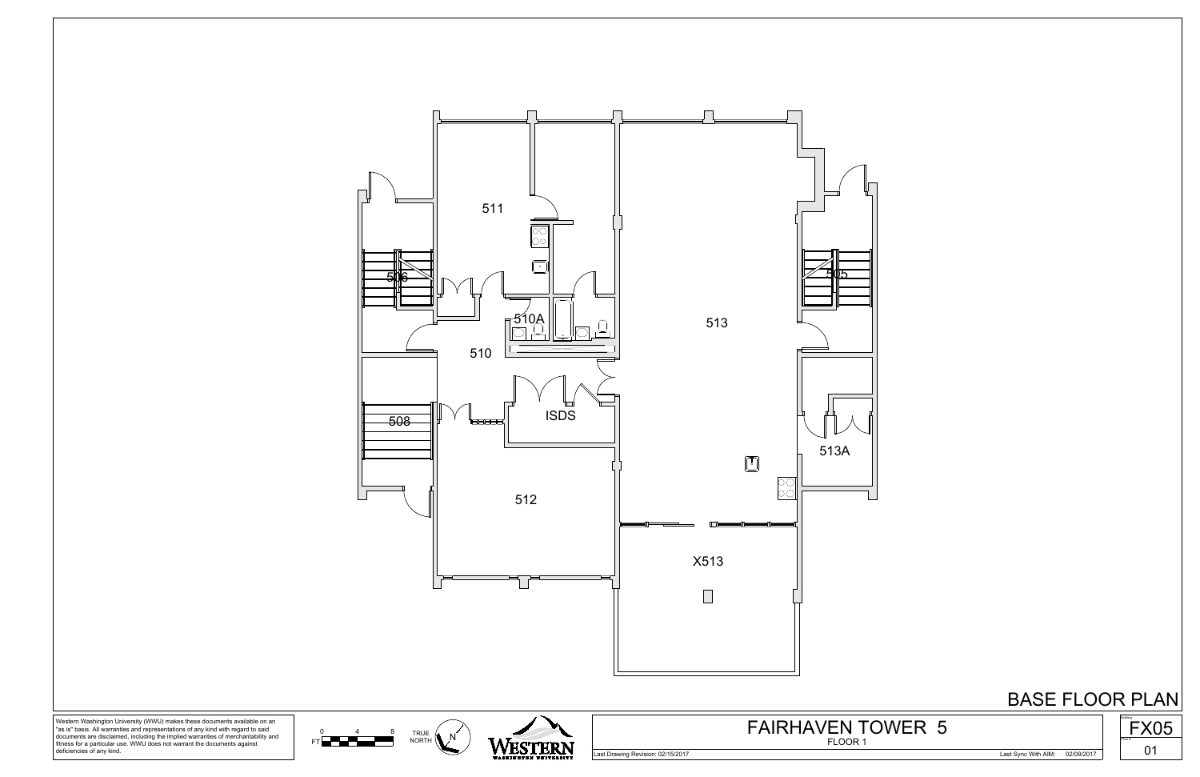# BASE FLOOR PLAN

511

506

505

510A

513

510

ISDS

508

513A

512

X513

Western Washington University (WWU) makes these documents available on an "as is" basis. All warranties and representations of any kind with regard to said documents are disclaimed, including the implied warranties of merchantability and fitness for a particular use. WWU does not warrant the documents against deficiencies of any kind.

FT 0 4 8

TRUE NORTH

WESTERN WASHINGTON UNIVERSITY

## FAIRHAVEN TOWER 5

FLOOR 1

Last Drawing Revision: 02/15/2017

Last Sync With AIM: 02/09/2017

FX05

01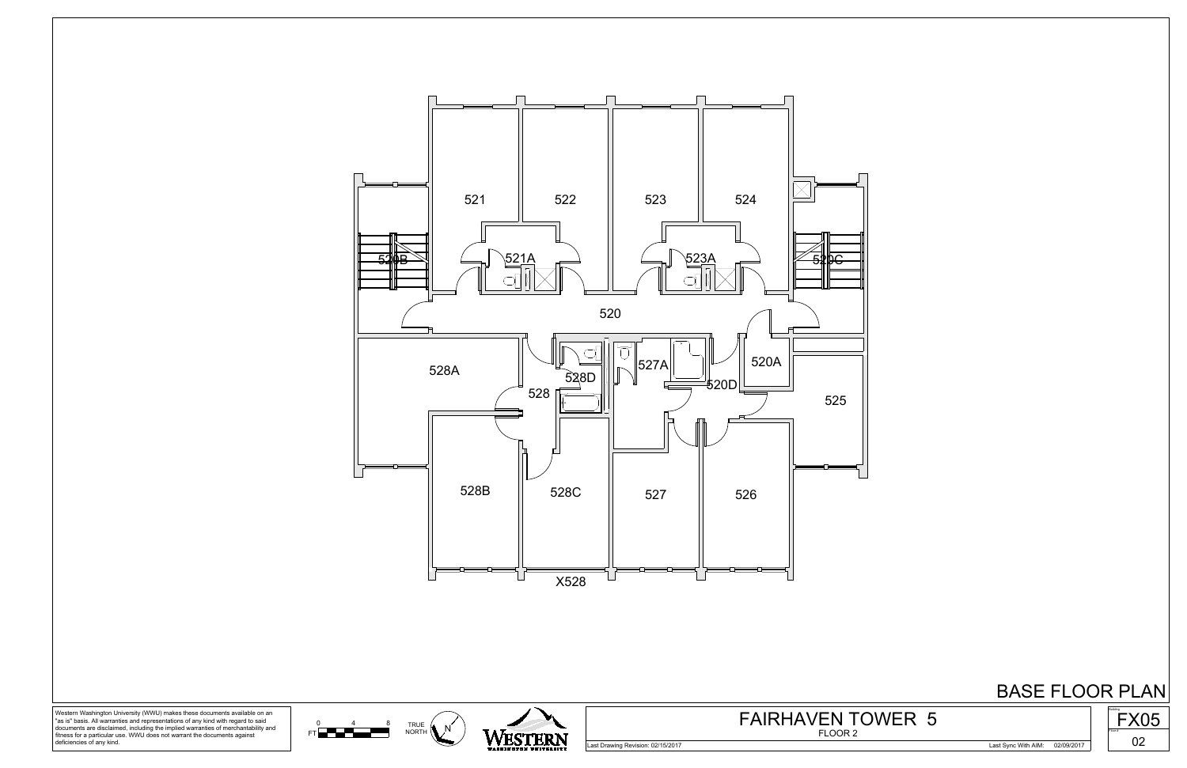521

522

523

524

520B

521A

523A

520C

520

528A

528D

527A

520A

528

520D

525

528B

528C

527

526

X528

# BASE FLOOR PLAN

Western Washington University (WWU) makes these documents available on an "as is" basis. All warranties and representations of any kind with regard to said documents are disclaimed, including the implied warranties of merchantability and fitness for a particular use. WWU does not warrant the documents against deficiencies of any kind.

FT 0 4 8

TRUE NORTH

N

WESTERN WASHINGTON UNIVERSITY

## FAIRHAVEN TOWER 5

FLOOR 2

Last Drawing Revision: 02/15/2017

Last Sync With AIM: 02/09/2017

Building: FX05

Floor #: 02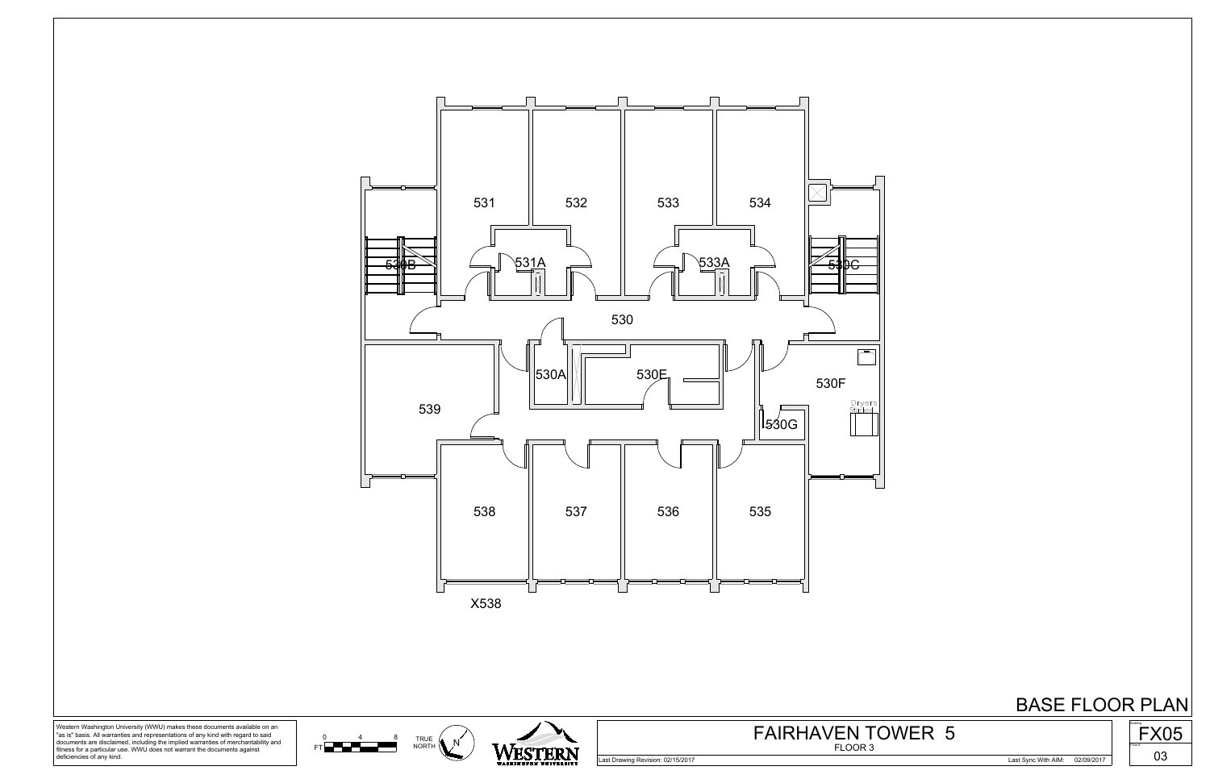531

532

533

534

531A

533A

530B

530C

530

530A

530E

530F

Dryers Stacked

539

530G

538

537

536

535

X538

# BASE FLOOR PLAN

Western Washington University (WWU) makes these documents available on an "as is" basis. All warranties and representations of any kind with regard to said documents are disclaimed, including the implied warranties of merchantability and fitness for a particular use. WWU does not warrant the documents against deficiencies of any kind.

FT 0 4 8

TRUE NORTH

N

WESTERN WASHINGTON UNIVERSITY

## FAIRHAVEN TOWER 5

FLOOR 3

Last Drawing Revision: 02/15/2017

Last Sync With AIM: 02/09/2017

Building: FX05

Floor #: 03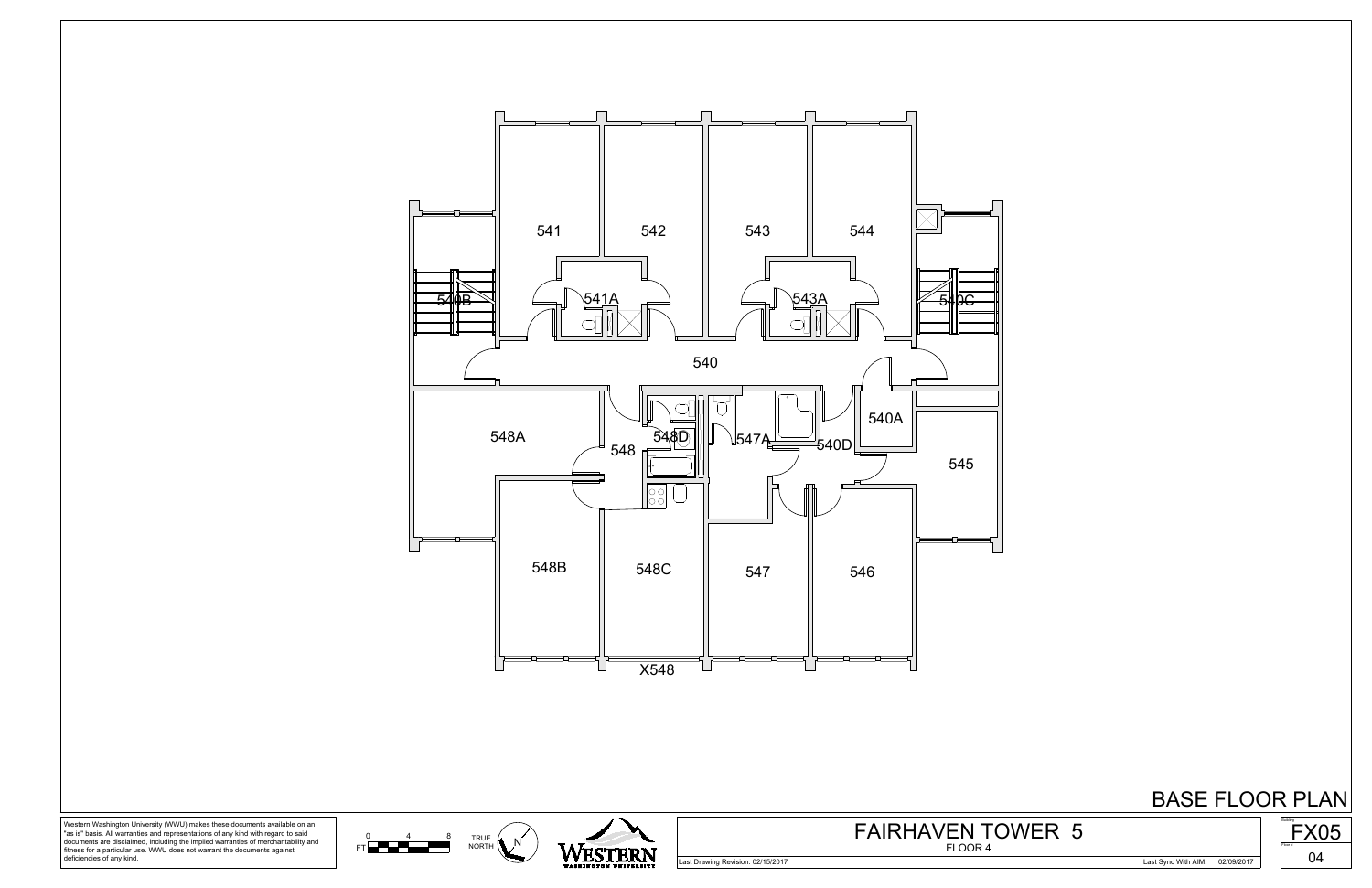541

542

543

544

541A

543A

540B

540C

540

540A

548A

548

548D

547A

540D

545

548B

548C

547

546

X548

BASE FLOOR PLAN

Western Washington University (WWU) makes these documents available on an "as is" basis. All warranties and representations of any kind with regard to said documents are disclaimed, including the implied warranties of merchantability and fitness for a particular use. WWU does not warrant the documents against deficiencies of any kind.

0 4 8 FT

TRUE NORTH

N

WESTERN WASHINGTON UNIVERSITY

# FAIRHAVEN TOWER 5

FLOOR 4

Last Drawing Revision: 02/15/2017

Last Sync With AIM: 02/09/2017

Building: FX05

Floor #: 04